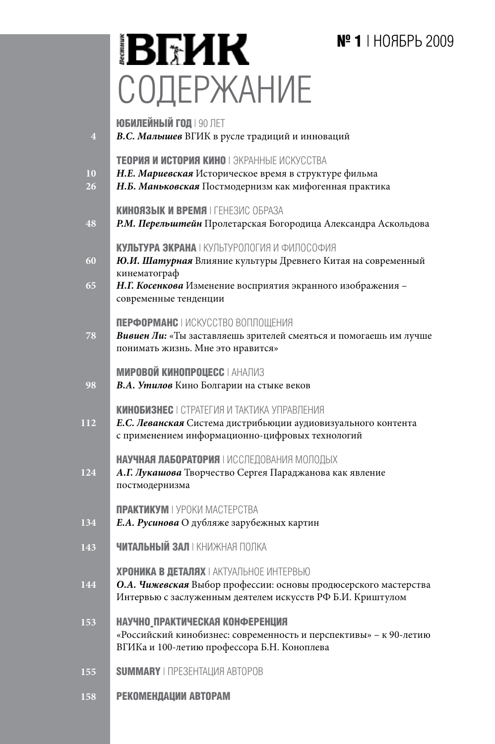# Вестник ВГИК

**№ 1** | НОЯБРЬ 2009

# СОДЕРЖАНИЕ

**ЮБИЛЕЙНЫЙ ГОД** | 90 ЛЕТ

4 ***В.С. Малышев*** ВГИК в русле традиций и инноваций

**ТЕОРИЯ И ИСТОРИЯ КИНО** | ЭКРАННЫЕ ИСКУССТВА

10 ***Н.Е. Мариевская*** Историческое время в структуре фильма

26 ***Н.Б. Маньковская*** Постмодернизм как мифогенная практика

**КИНОЯЗЫК И ВРЕМЯ** | ГЕНЕЗИС ОБРАЗА

48 ***Р.М. Перельштейн*** Пролетарская Богородица Александра Аскольдова

**КУЛЬТУРА ЭКРАНА** | КУЛЬТУРОЛОГИЯ И ФИЛОСОФИЯ

60 ***Ю.И. Шатурная*** Влияние культуры Древнего Китая на современный кинематограф

65 ***Н.Г. Косенкова*** Изменение восприятия экранного изображения – современные тенденции

**ПЕРФОРМАНС** | ИСКУССТВО ВОПЛОЩЕНИЯ

78 ***Вивиен Ли:*** «Ты заставляешь зрителей смеяться и помогаешь им лучше понимать жизнь. Мне это нравится»

**МИРОВОЙ КИНОПРОЦЕСС** | АНАЛИЗ

98 ***В.А. Утилов*** Кино Болгарии на стыке веков

**КИНОБИЗНЕС** | СТРАТЕГИЯ И ТАКТИКА УПРАВЛЕНИЯ

112 ***Е.С. Леванская*** Система дистрибьюции аудиовизуального контента с применением информационно-цифровых технологий

**НАУЧНАЯ ЛАБОРАТОРИЯ** | ИССЛЕДОВАНИЯ МОЛОДЫХ

124 ***А.Г. Лукашова*** Творчество Сергея Параджанова как явление постмодернизма

**ПРАКТИКУМ** | УРОКИ МАСТЕРСТВА

134 ***Е.А. Русинова*** О дубляже зарубежных картин

143 **ЧИТАЛЬНЫЙ ЗАЛ** | КНИЖНАЯ ПОЛКА

**ХРОНИКА В ДЕТАЛЯХ** | АКТУАЛЬНОЕ ИНТЕРВЬЮ

144 ***О.А. Чижевская*** Выбор профессии: основы продюсерского мастерства Интервью с заслуженным деятелем искусств РФ Б.И. Криштулом

153 **НАУЧНО-ПРАКТИЧЕСКАЯ КОНФЕРЕНЦИЯ**
«Российский кинобизнес: современность и перспективы» – к 90-летию ВГИКа и 100-летию профессора Б.Н. Коноплева

155 **SUMMARY** | ПРЕЗЕНТАЦИЯ АВТОРОВ

158 **РЕКОМЕНДАЦИИ АВТОРАМ**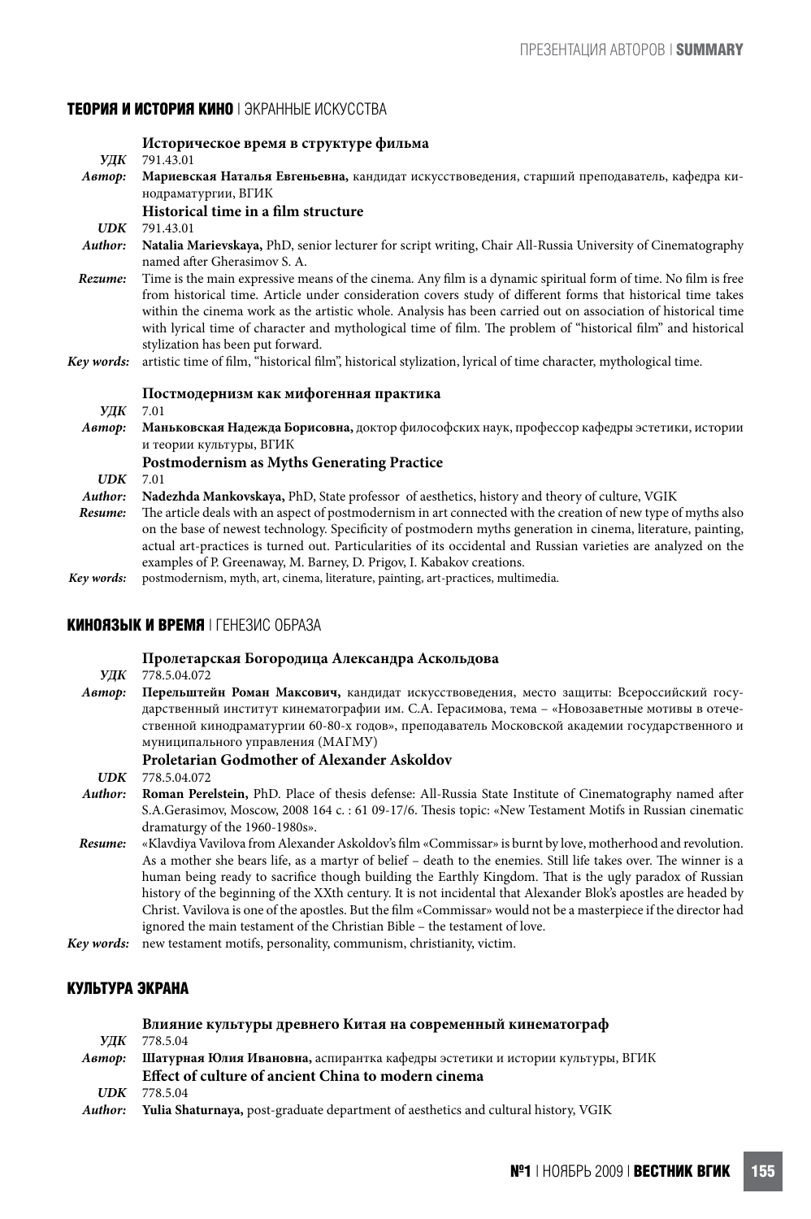## ТЕОРИЯ И ИСТОРИЯ КИНО | ЭКРАННЫЕ ИСКУССТВА

### Историческое время в структуре фильма

***УДК*** 791.43.01

***Автор:*** **Мариевская Наталья Евгеньевна,** кандидат искусствоведения, старший преподаватель, кафедра кинодраматургии, ВГИК

### Historical time in a film structure

***UDK*** 791.43.01

***Author:*** **Natalia Marievskaya,** PhD, senior lecturer for script writing, Chair All-Russia University of Cinematography named after Gherasimov S. A.

***Rezume:*** Time is the main expressive means of the cinema. Any film is a dynamic spiritual form of time. No film is free from historical time. Article under consideration covers study of different forms that historical time takes within the cinema work as the artistic whole. Analysis has been carried out on association of historical time with lyrical time of character and mythological time of film. The problem of "historical film" and historical stylization has been put forward.

***Key words:*** artistic time of film, "historical film", historical stylization, lyrical of time character, mythological time.

### Постмодернизм как мифогенная практика

***УДК*** 7.01

***Автор:*** **Маньковская Надежда Борисовна,** доктор философских наук, профессор кафедры эстетики, истории и теории культуры, ВГИК

### Postmodernism as Myths Generating Practice

***UDK*** 7.01

***Author:*** **Nadezhda Mankovskaya,** PhD, State professor of aesthetics, history and theory of culture, VGIK

***Resume:*** The article deals with an aspect of postmodernism in art connected with the creation of new type of myths also on the base of newest technology. Specificity of postmodern myths generation in cinema, literature, painting, actual art-practices is turned out. Particularities of its occidental and Russian varieties are analyzed on the examples of P. Greenaway, M. Barney, D. Prigov, I. Kabakov creations.

***Key words:*** postmodernism, myth, art, cinema, literature, painting, art-practices, multimedia.

## КИНОЯЗЫК И ВРЕМЯ | ГЕНЕЗИС ОБРАЗА

### Пролетарская Богородица Александра Аскольдова

***УДК*** 778.5.04.072

***Автор:*** **Перельштейн Роман Максович,** кандидат искусствоведения, место защиты: Всероссийский государственный институт кинематографии им. С.А. Герасимова, тема – «Новозаветные мотивы в отечественной кинодраматургии 60-80-х годов», преподаватель Московской академии государственного и муниципального управления (МАГМУ)

### Proletarian Godmother of Alexander Askoldov

***UDK*** 778.5.04.072

***Author:*** **Roman Perelstein,** PhD. Place of thesis defense: All-Russia State Institute of Cinematography named after S.A.Gerasimov, Moscow, 2008 164 c. : 61 09-17/6. Thesis topic: «New Testament Motifs in Russian cinematic dramaturgy of the 1960-1980s».

***Resume:*** «Klavdiya Vavilova from Alexander Askoldov's film «Commissar» is burnt by love, motherhood and revolution. As a mother she bears life, as a martyr of belief – death to the enemies. Still life takes over. The winner is a human being ready to sacrifice though building the Earthly Kingdom. That is the ugly paradox of Russian history of the beginning of the XXth century. It is not incidental that Alexander Blok's apostles are headed by Christ. Vavilova is one of the apostles. But the film «Commissar» would not be a masterpiece if the director had ignored the main testament of the Christian Bible – the testament of love.

***Key words:*** new testament motifs, personality, communism, christianity, victim.

## КУЛЬТУРА ЭКРАНА

### Влияние культуры древнего Китая на современный кинематограф

***УДК*** 778.5.04

***Автор:*** **Шатурная Юлия Ивановна,** аспирантка кафедры эстетики и истории культуры, ВГИК

### Effect of culture of ancient China to modern cinema

***UDK*** 778.5.04

***Author:*** **Yulia Shaturnaya,** post-graduate department of aesthetics and cultural history, VGIK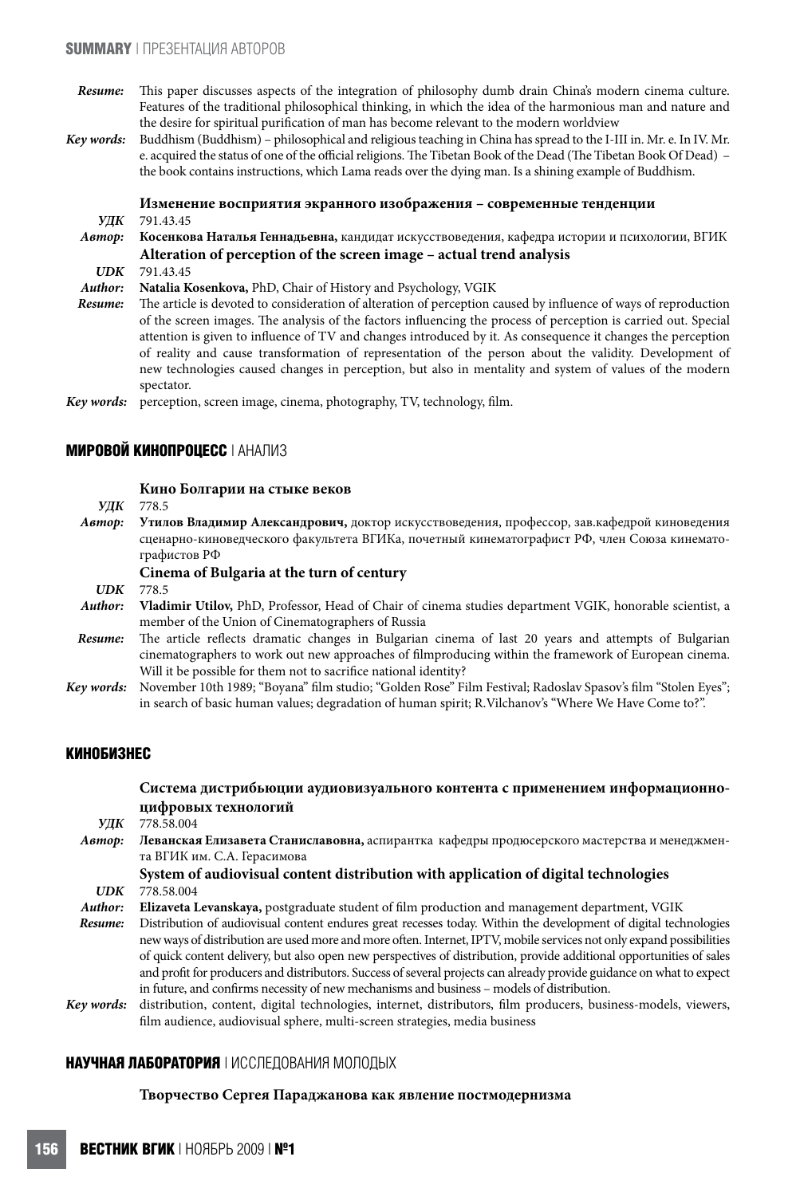*Resume:* This paper discusses aspects of the integration of philosophy dumb drain China's modern cinema culture. Features of the traditional philosophical thinking, in which the idea of the harmonious man and nature and the desire for spiritual purification of man has become relevant to the modern worldview

*Key words:* Buddhism (Buddhism) – philosophical and religious teaching in China has spread to the I-III in. Mr. e. In IV. Mr. e. acquired the status of one of the official religions. The Tibetan Book of the Dead (The Tibetan Book Of Dead) – the book contains instructions, which Lama reads over the dying man. Is a shining example of Buddhism.

**Изменение восприятия экранного изображения – современные тенденции**

*УДК* 791.43.45

*Автор:* **Косенкова Наталья Геннадьевна,** кандидат искусствоведения, кафедра истории и психологии, ВГИК

**Alteration of perception of the screen image – actual trend analysis**

*UDK* 791.43.45

*Author:* **Natalia Kosenkova,** PhD, Chair of History and Psychology, VGIK

*Resume:* The article is devoted to consideration of alteration of perception caused by influence of ways of reproduction of the screen images. The analysis of the factors influencing the process of perception is carried out. Special attention is given to influence of TV and changes introduced by it. As consequence it changes the perception of reality and cause transformation of representation of the person about the validity. Development of new technologies caused changes in perception, but also in mentality and system of values of the modern spectator.

*Key words:* perception, screen image, cinema, photography, TV, technology, film.

## **МИРОВОЙ КИНОПРОЦЕСС** | АНАЛИЗ

**Кино Болгарии на стыке веков**

*УДК* 778.5

*Автор:* **Утилов Владимир Александрович,** доктор искусствоведения, профессор, зав.кафедрой киноведения сценарно-киноведческого факультета ВГИКа, почетный кинематографист РФ, член Союза кинематографистов РФ

**Cinema of Bulgaria at the turn of century**

*UDK* 778.5

*Author:* **Vladimir Utilov,** PhD, Professor, Head of Chair of cinema studies department VGIK, honorable scientist, a member of the Union of Cinematographers of Russia

*Resume:* The article reflects dramatic changes in Bulgarian cinema of last 20 years and attempts of Bulgarian cinematographers to work out new approaches of filmproducing within the framework of European cinema. Will it be possible for them not to sacrifice national identity?

*Key words:* November 10th 1989; "Boyana" film studio; "Golden Rose" Film Festival; Radoslav Spasov's film "Stolen Eyes"; in search of basic human values; degradation of human spirit; R.Vilchanov's "Where We Have Come to?".

## **КИНОБИЗНЕС**

**Система дистрибьюции аудиовизуального контента с применением информационно-цифровых технологий**

*УДК* 778.58.004

*Автор:* **Леванская Елизавета Станиславовна,** аспирантка кафедры продюсерского мастерства и менеджмента ВГИК им. С.А. Герасимова

**System of audiovisual content distribution with application of digital technologies**

*UDK* 778.58.004

*Author:* **Elizaveta Levanskaya,** postgraduate student of film production and management department, VGIK

*Resume:* Distribution of audiovisual content endures great recesses today. Within the development of digital technologies new ways of distribution are used more and more often. Internet, IPTV, mobile services not only expand possibilities of quick content delivery, but also open new perspectives of distribution, provide additional opportunities of sales and profit for producers and distributors. Success of several projects can already provide guidance on what to expect in future, and confirms necessity of new mechanisms and business – models of distribution.

*Key words:* distribution, content, digital technologies, internet, distributors, film producers, business-models, viewers, film audience, audiovisual sphere, multi-screen strategies, media business

## **НАУЧНАЯ ЛАБОРАТОРИЯ** | ИССЛЕДОВАНИЯ МОЛОДЫХ

**Творчество Сергея Параджанова как явление постмодернизма**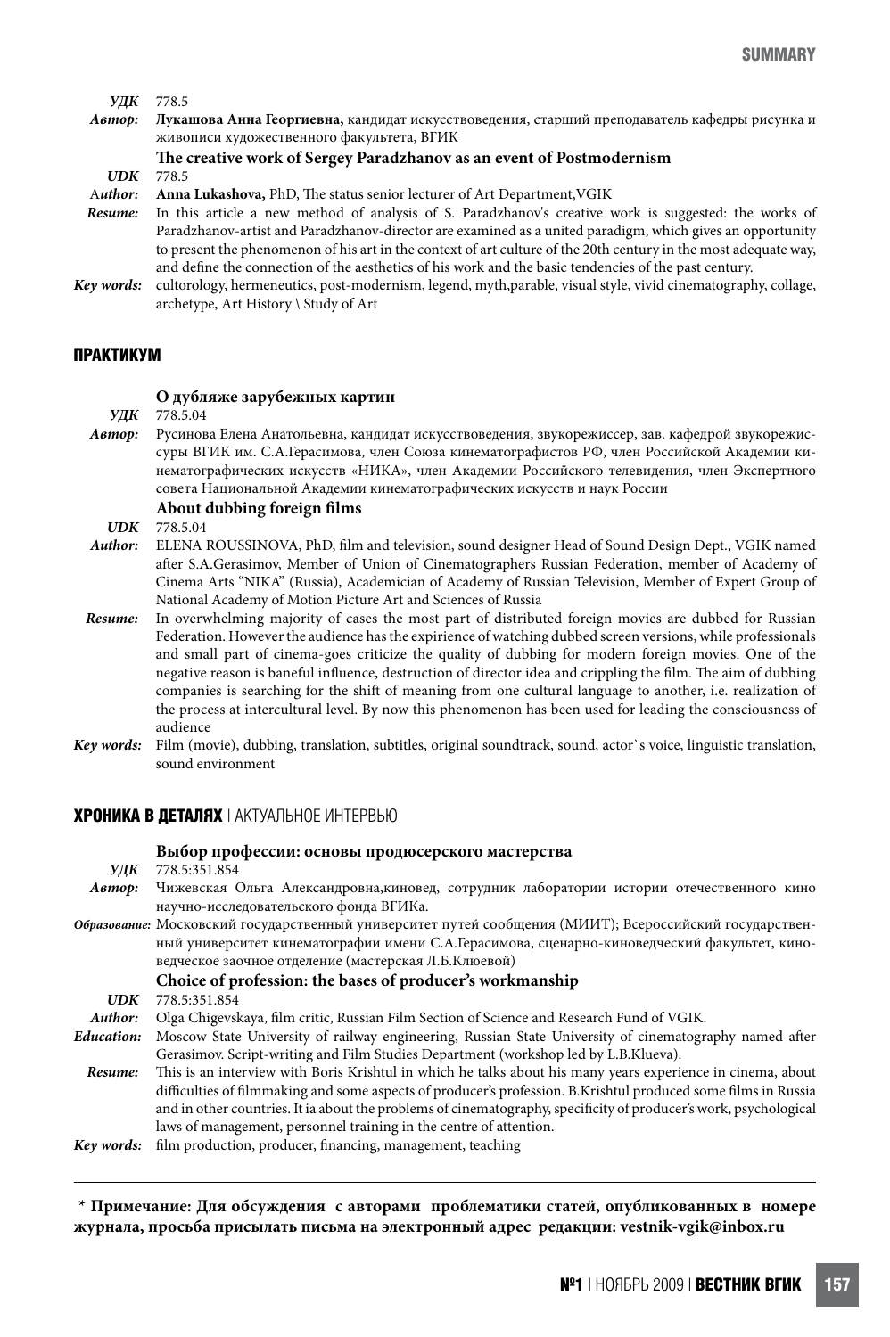*УДК* 778.5

*Автор:* **Лукашова Анна Георгиевна,** кандидат искусствоведения, старший преподаватель кафедры рисунка и живописи художественного факультета, ВГИК

**The creative work of Sergey Paradzhanov as an event of Postmodernism**

*UDK* 778.5

A*uthor:* **Anna Lukashova,** PhD, The status senior lecturer of Art Department,VGIK

*Resume:* In this article a new method of analysis of S. Paradzhanov's creative work is suggested: the works of Paradzhanov-artist and Paradzhanov-director are examined as a united paradigm, which gives an opportunity to present the phenomenon of his art in the context of art culture of the 20th century in the most adequate way, and define the connection of the aesthetics of his work and the basic tendencies of the past century.

*Key words:* cultorology, hermeneutics, post-modernism, legend, myth,parable, visual style, vivid cinematography, collage, archetype, Art History \ Study of Art

## ПРАКТИКУМ

**О дубляже зарубежных картин**

*УДК* 778.5.04

*Автор:* Русинова Елена Анатольевна, кандидат искусствоведения, звукорежиссер, зав. кафедрой звукорежиссуры ВГИК им. С.А.Герасимова, член Союза кинематографистов РФ, член Российской Академии кинематографических искусств «НИКА», член Академии Российского телевидения, член Экспертного совета Национальной Академии кинематографических искусств и наук России

**About dubbing foreign films**

*UDK* 778.5.04

*Author:* ELENA ROUSSINOVA, PhD, film and television, sound designer Head of Sound Design Dept., VGIK named after S.A.Gerasimov, Member of Union of Cinematographers Russian Federation, member of Academy of Cinema Arts "NIKA" (Russia), Academician of Academy of Russian Television, Member of Expert Group of National Academy of Motion Picture Art and Sciences of Russia

*Resume:* In overwhelming majority of cases the most part of distributed foreign movies are dubbed for Russian Federation. However the audience has the expirience of watching dubbed screen versions, while professionals and small part of cinema-goes criticize the quality of dubbing for modern foreign movies. One of the negative reason is baneful influence, destruction of director idea and crippling the film. The aim of dubbing companies is searching for the shift of meaning from one cultural language to another, i.e. realization of the process at intercultural level. By now this phenomenon has been used for leading the consciousness of audience

*Key words:* Film (movie), dubbing, translation, subtitles, original soundtrack, sound, actor`s voice, linguistic translation, sound environment

## ХРОНИКА В ДЕТАЛЯХ | АКТУАЛЬНОЕ ИНТЕРВЬЮ

**Выбор профессии: основы продюсерского мастерства**

*УДК* 778.5:351.854

*Автор:* Чижевская Ольга Александровна,киновед, сотрудник лаборатории истории отечественного кино научно-исследовательского фонда ВГИКа.

*Образование:* Московский государственный университет путей сообщения (МИИТ); Всероссийский государственный университет кинематографии имени С.А.Герасимова, сценарно-киноведческий факультет, киноведческое заочное отделение (мастерская Л.Б.Клюевой)

**Choice of profession: the bases of producer's workmanship**

*UDK* 778.5:351.854

*Author:* Olga Chigevskaya, film critic, Russian Film Section of Science and Research Fund of VGIK.

*Education:* Moscow State University of railway engineering, Russian State University of cinematography named after Gerasimov. Script-writing and Film Studies Department (workshop led by L.B.Klueva).

*Resume:* This is an interview with Boris Krishtul in which he talks about his many years experience in cinema, about difficulties of filmmaking and some aspects of producer's profession. B.Krishtul produced some films in Russia and in other countries. It ia about the problems of cinematography, specificity of producer's work, psychological laws of management, personnel training in the centre of attention.

*Key words:* film production, producer, financing, management, teaching

---

**\* Примечание: Для обсуждения с авторами проблематики статей, опубликованных в номере журнала, просьба присылать письма на электронный адрес редакции: vestnik-vgik@inbox.ru**